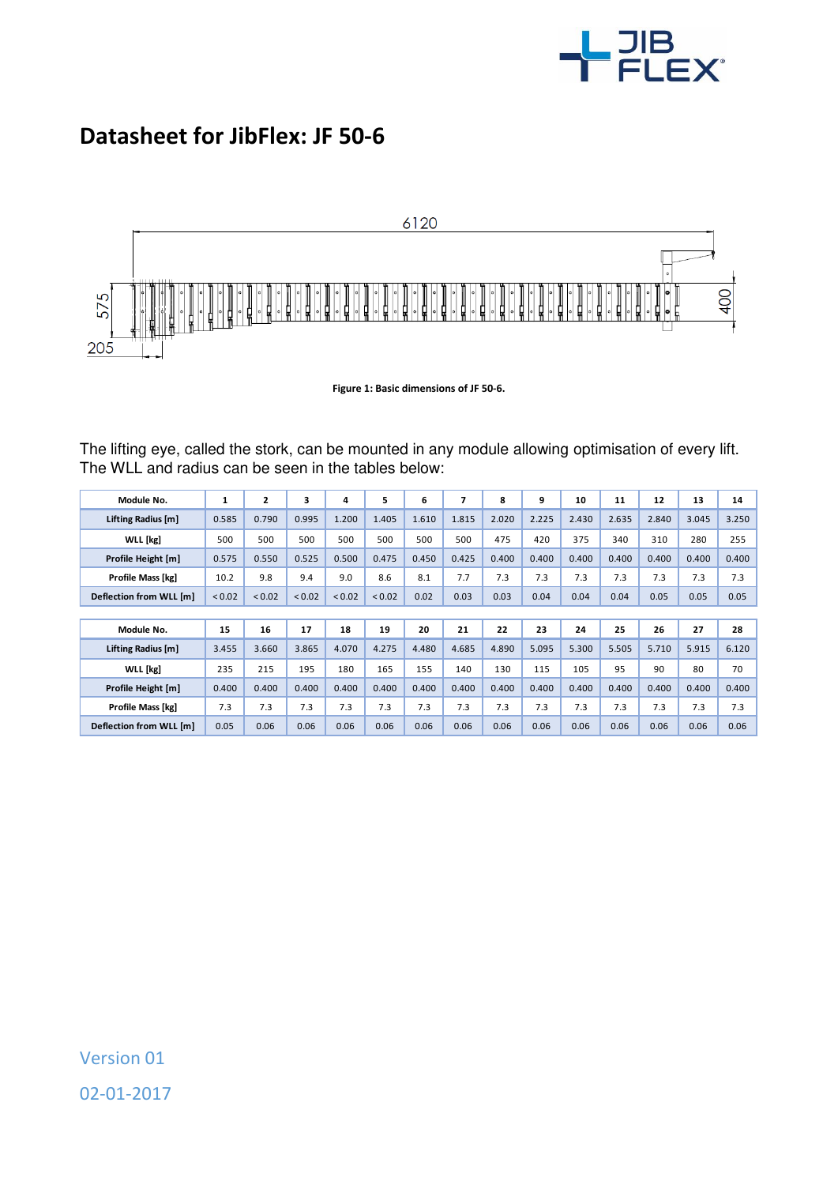# Datasheet for JibFlex: JF 50-6

Figure 1: Basic dimensions of JF 50-6.

The lifting eye, called the stork, can be mounted in any module allowing optimisation of every lift. The WLL and radius can be seen in the tables below:

| Module No. | 1 | 2 | 3 | 4 | 5 | 6 | 7 | 8 | 9 | 10 | 11 | 12 | 13 | 14 |
|---|---|---|---|---|---|---|---|---|---|---|---|---|---|---|
| Lifting Radius [m] | 0.585 | 0.790 | 0.995 | 1.200 | 1.405 | 1.610 | 1.815 | 2.020 | 2.225 | 2.430 | 2.635 | 2.840 | 3.045 | 3.250 |
| WLL [kg] | 500 | 500 | 500 | 500 | 500 | 500 | 500 | 475 | 420 | 375 | 340 | 310 | 280 | 255 |
| Profile Height [m] | 0.575 | 0.550 | 0.525 | 0.500 | 0.475 | 0.450 | 0.425 | 0.400 | 0.400 | 0.400 | 0.400 | 0.400 | 0.400 | 0.400 |
| Profile Mass [kg] | 10.2 | 9.8 | 9.4 | 9.0 | 8.6 | 8.1 | 7.7 | 7.3 | 7.3 | 7.3 | 7.3 | 7.3 | 7.3 | 7.3 |
| Deflection from WLL [m] | < 0.02 | < 0.02 | < 0.02 | < 0.02 | < 0.02 | 0.02 | 0.03 | 0.03 | 0.04 | 0.04 | 0.04 | 0.05 | 0.05 | 0.05 |

| Module No. | 15 | 16 | 17 | 18 | 19 | 20 | 21 | 22 | 23 | 24 | 25 | 26 | 27 | 28 |
|---|---|---|---|---|---|---|---|---|---|---|---|---|---|---|
| Lifting Radius [m] | 3.455 | 3.660 | 3.865 | 4.070 | 4.275 | 4.480 | 4.685 | 4.890 | 5.095 | 5.300 | 5.505 | 5.710 | 5.915 | 6.120 |
| WLL [kg] | 235 | 215 | 195 | 180 | 165 | 155 | 140 | 130 | 115 | 105 | 95 | 90 | 80 | 70 |
| Profile Height [m] | 0.400 | 0.400 | 0.400 | 0.400 | 0.400 | 0.400 | 0.400 | 0.400 | 0.400 | 0.400 | 0.400 | 0.400 | 0.400 | 0.400 |
| Profile Mass [kg] | 7.3 | 7.3 | 7.3 | 7.3 | 7.3 | 7.3 | 7.3 | 7.3 | 7.3 | 7.3 | 7.3 | 7.3 | 7.3 | 7.3 |
| Deflection from WLL [m] | 0.05 | 0.06 | 0.06 | 0.06 | 0.06 | 0.06 | 0.06 | 0.06 | 0.06 | 0.06 | 0.06 | 0.06 | 0.06 | 0.06 |

Version 01

02-01-2017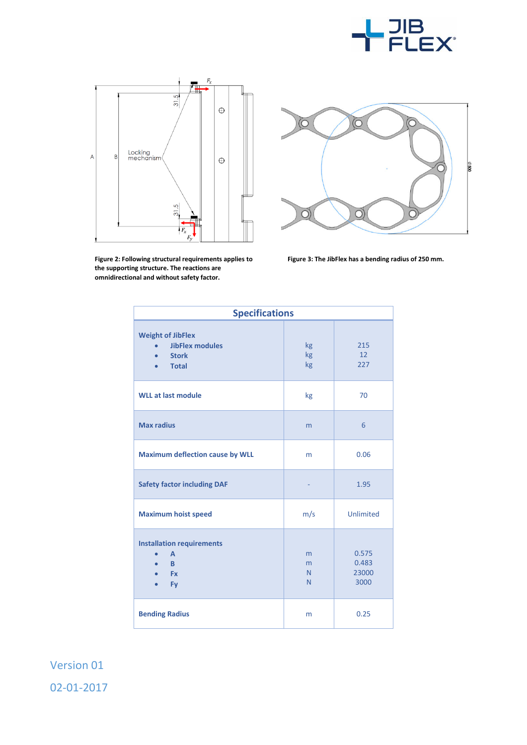A

B

31.5

31.5

Locking mechanism

$F_x$

$F_x$

$F_y$

Ø500

**Figure 2: Following structural requirements applies to the supporting structure. The reactions are omnidirectional and without safety factor.**

**Figure 3: The JibFlex has a bending radius of 250 mm.**

| Specifications | | |
|---|---|---|
| **Weight of JibFlex**<br>• **JibFlex modules**<br>• **Stork**<br>• **Total** | kg<br>kg<br>kg | 215<br>12<br>227 |
| **WLL at last module** | kg | 70 |
| **Max radius** | m | 6 |
| **Maximum deflection cause by WLL** | m | 0.06 |
| **Safety factor including DAF** | - | 1.95 |
| **Maximum hoist speed** | m/s | Unlimited |
| **Installation requirements**<br>• **A**<br>• **B**<br>• **Fx**<br>• **Fy** | m<br>m<br>N<br>N | 0.575<br>0.483<br>23000<br>3000 |
| **Bending Radius** | m | 0.25 |

Version 01

02-01-2017